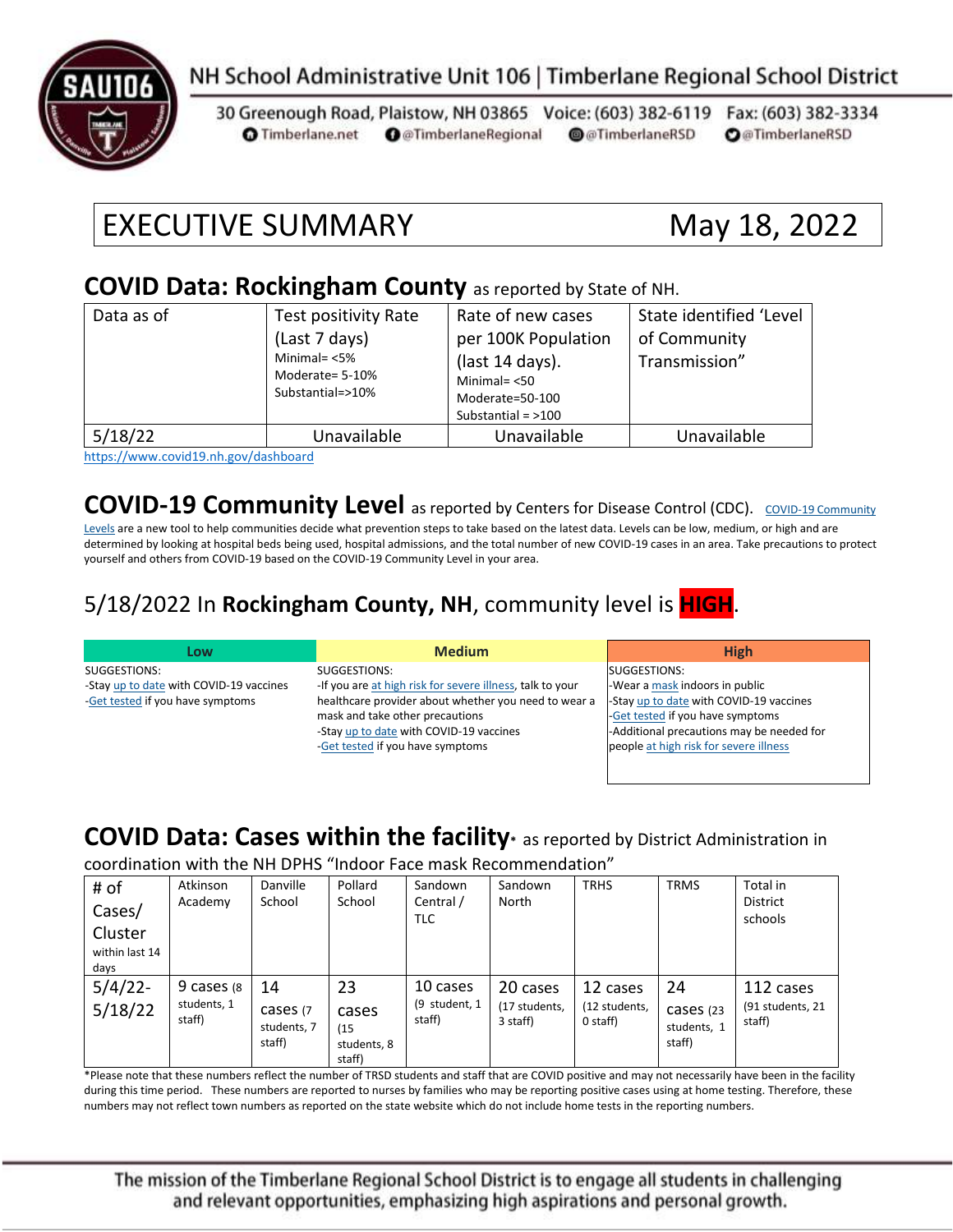NH School Administrative Unit 106 | Timberlane Regional School District

30 Greenough Road, Plaistow, NH 03865 Voice: (603) 382-6119 Fax: (603) 382-3334
Timberlane.net @TimberlaneRegional @TimberlaneRSD @TimberlaneRSD

# EXECUTIVE SUMMARY May 18, 2022

## COVID Data: Rockingham County as reported by State of NH.

| Data as of | Test positivity Rate (Last 7 days) Minimal= <5% Moderate= 5-10% Substantial=>10% | Rate of new cases per 100K Population (last 14 days). Minimal= <50 Moderate=50-100 Substantial = >100 | State identified 'Level of Community Transmission" |
|---|---|---|---|
| 5/18/22 | Unavailable | Unavailable | Unavailable |

https://www.covid19.nh.gov/dashboard

## COVID-19 Community Level as reported by Centers for Disease Control (CDC).

COVID-19 Community Levels are a new tool to help communities decide what prevention steps to take based on the latest data. Levels can be low, medium, or high and are determined by looking at hospital beds being used, hospital admissions, and the total number of new COVID-19 cases in an area. Take precautions to protect yourself and others from COVID-19 based on the COVID-19 Community Level in your area.

### 5/18/2022 In **Rockingham County, NH**, community level is **HIGH**.

| Low | Medium | High |
|---|---|---|
| SUGGESTIONS:<br>-Stay up to date with COVID-19 vaccines<br>-Get tested if you have symptoms | SUGGESTIONS:<br>-If you are at high risk for severe illness, talk to your healthcare provider about whether you need to wear a mask and take other precautions<br>-Stay up to date with COVID-19 vaccines<br>-Get tested if you have symptoms | SUGGESTIONS:<br>-Wear a mask indoors in public<br>-Stay up to date with COVID-19 vaccines<br>-Get tested if you have symptoms<br>-Additional precautions may be needed for people at high risk for severe illness |

## COVID Data: Cases within the facility* as reported by District Administration in coordination with the NH DPHS "Indoor Face mask Recommendation"

| # of Cases/ Cluster within last 14 days | Atkinson Academy | Danville School | Pollard School | Sandown Central / TLC | Sandown North | TRHS | TRMS | Total in District schools |
|---|---|---|---|---|---|---|---|---|
| 5/4/22-5/18/22 | 9 cases (8 students, 1 staff) | 14 cases (7 students, 7 staff) | 23 cases (15 students, 8 staff) | 10 cases (9 student, 1 staff) | 20 cases (17 students, 3 staff) | 12 cases (12 students, 0 staff) | 24 cases (23 students, 1 staff) | 112 cases (91 students, 21 staff) |

*Please note that these numbers reflect the number of TRSD students and staff that are COVID positive and may not necessarily have been in the facility during this time period. These numbers are reported to nurses by families who may be reporting positive cases using at home testing. Therefore, these numbers may not reflect town numbers as reported on the state website which do not include home tests in the reporting numbers.

The mission of the Timberlane Regional School District is to engage all students in challenging and relevant opportunities, emphasizing high aspirations and personal growth.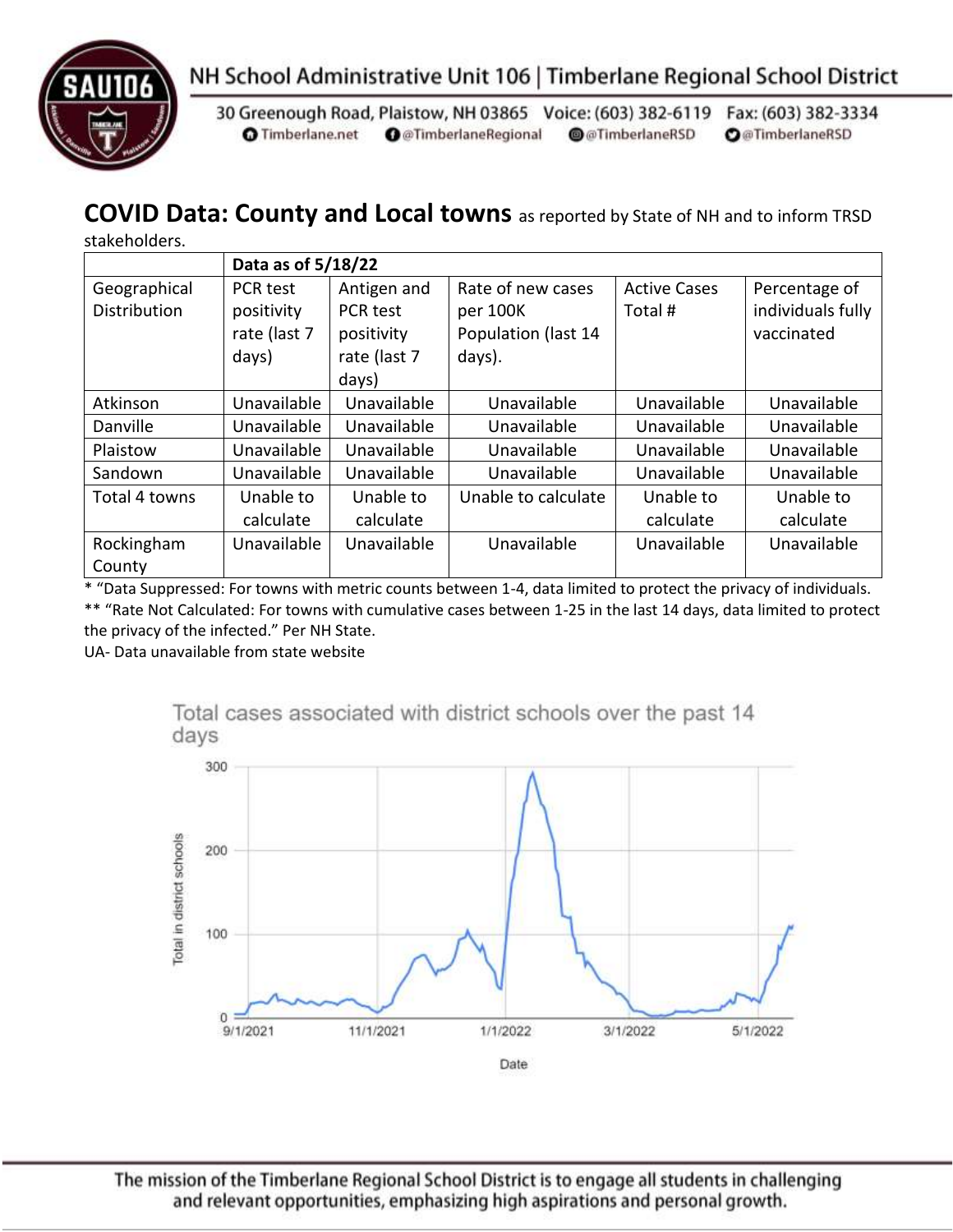NH School Administrative Unit 106 | Timberlane Regional School District

30 Greenough Road, Plaistow, NH 03865 Voice: (603) 382-6119 Fax: (603) 382-3334
Timberlane.net @TimberlaneRegional @TimberlaneRSD @TimberlaneRSD

## COVID Data: County and Local towns as reported by State of NH and to inform TRSD stakeholders.

| | Data as of 5/18/22 | | | | |
|---|---|---|---|---|---|
| Geographical Distribution | PCR test positivity rate (last 7 days) | Antigen and PCR test positivity rate (last 7 days) | Rate of new cases per 100K Population (last 14 days). | Active Cases Total # | Percentage of individuals fully vaccinated |
| Atkinson | Unavailable | Unavailable | Unavailable | Unavailable | Unavailable |
| Danville | Unavailable | Unavailable | Unavailable | Unavailable | Unavailable |
| Plaistow | Unavailable | Unavailable | Unavailable | Unavailable | Unavailable |
| Sandown | Unavailable | Unavailable | Unavailable | Unavailable | Unavailable |
| Total 4 towns | Unable to calculate | Unable to calculate | Unable to calculate | Unable to calculate | Unable to calculate |
| Rockingham County | Unavailable | Unavailable | Unavailable | Unavailable | Unavailable |

* "Data Suppressed: For towns with metric counts between 1-4, data limited to protect the privacy of individuals.
** "Rate Not Calculated: For towns with cumulative cases between 1-25 in the last 14 days, data limited to protect the privacy of the infected." Per NH State.
UA- Data unavailable from state website

Total cases associated with district schools over the past 14 days

Total in district schools

300
200
100
0

9/1/2021
11/1/2021
1/1/2022
3/1/2022
5/1/2022

Date

The mission of the Timberlane Regional School District is to engage all students in challenging and relevant opportunities, emphasizing high aspirations and personal growth.